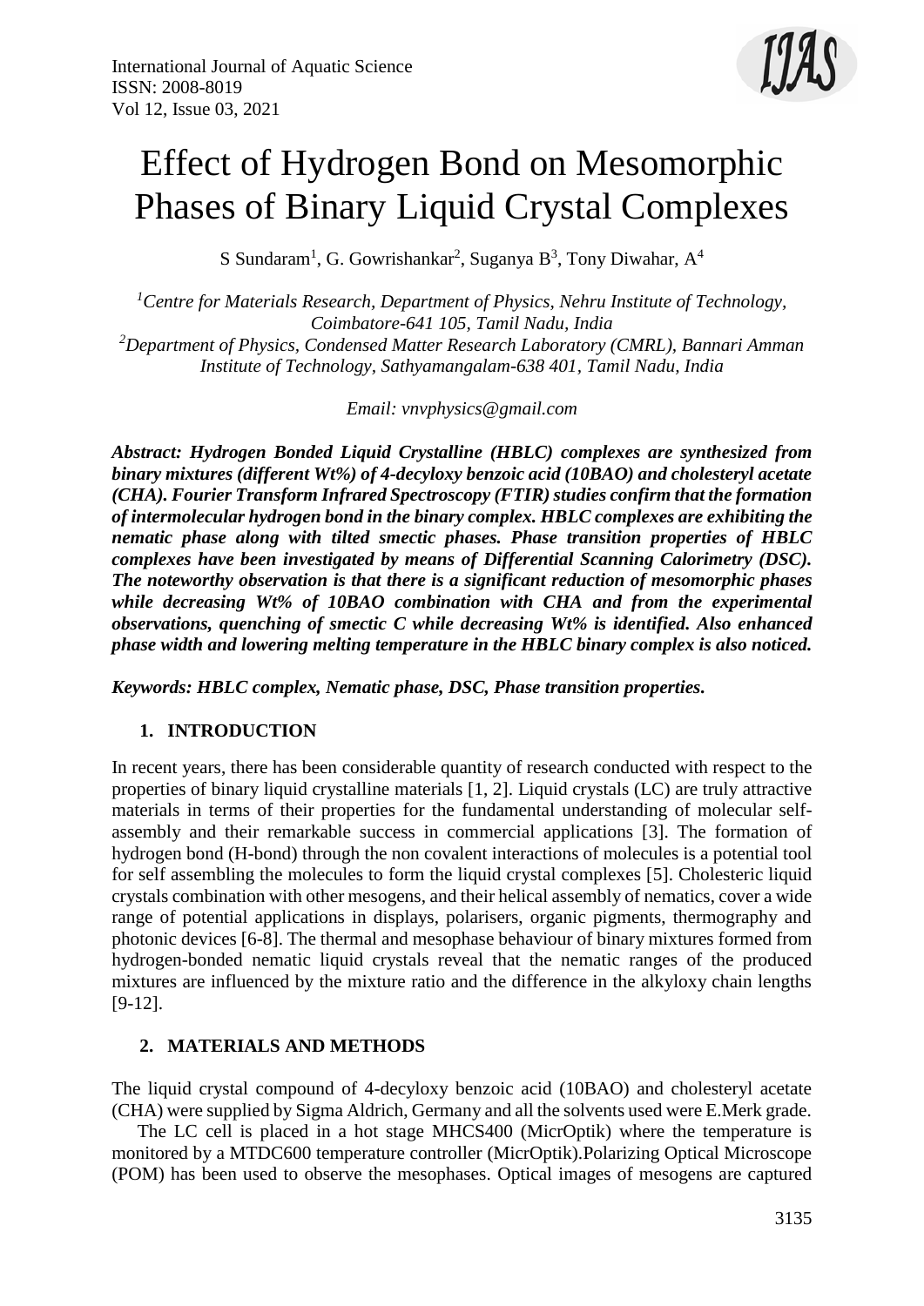# Effect of Hydrogen Bond on Mesomorphic Phases of Binary Liquid Crystal Complexes

S Sundaram[1], G. Gowrishankar[2], Suganya B[3], Tony Diwahar, A[4]

[1]*Centre for Materials Research, Department of Physics, Nehru Institute of Technology, Coimbatore-641 105, Tamil Nadu, India*
[2]*Department of Physics, Condensed Matter Research Laboratory (CMRL), Bannari Amman Institute of Technology, Sathyamangalam-638 401, Tamil Nadu, India*

*Email: vnvphysics@gmail.com*

***Abstract: Hydrogen Bonded Liquid Crystalline (HBLC) complexes are synthesized from binary mixtures (different Wt%) of 4-decyloxy benzoic acid (10BAO) and cholesteryl acetate (CHA). Fourier Transform Infrared Spectroscopy (FTIR) studies confirm that the formation of intermolecular hydrogen bond in the binary complex. HBLC complexes are exhibiting the nematic phase along with tilted smectic phases. Phase transition properties of HBLC complexes have been investigated by means of Differential Scanning Calorimetry (DSC). The noteworthy observation is that there is a significant reduction of mesomorphic phases while decreasing Wt% of 10BAO combination with CHA and from the experimental observations, quenching of smectic C while decreasing Wt% is identified. Also enhanced phase width and lowering melting temperature in the HBLC binary complex is also noticed.***

***Keywords: HBLC complex, Nematic phase, DSC, Phase transition properties.***

## 1. INTRODUCTION

In recent years, there has been considerable quantity of research conducted with respect to the properties of binary liquid crystalline materials [1, 2]. Liquid crystals (LC) are truly attractive materials in terms of their properties for the fundamental understanding of molecular self-assembly and their remarkable success in commercial applications [3]. The formation of hydrogen bond (H-bond) through the non covalent interactions of molecules is a potential tool for self assembling the molecules to form the liquid crystal complexes [5]. Cholesteric liquid crystals combination with other mesogens, and their helical assembly of nematics, cover a wide range of potential applications in displays, polarisers, organic pigments, thermography and photonic devices [6-8]. The thermal and mesophase behaviour of binary mixtures formed from hydrogen-bonded nematic liquid crystals reveal that the nematic ranges of the produced mixtures are influenced by the mixture ratio and the difference in the alkyloxy chain lengths [9-12].

## 2. MATERIALS AND METHODS

The liquid crystal compound of 4-decyloxy benzoic acid (10BAO) and cholesteryl acetate (CHA) were supplied by Sigma Aldrich, Germany and all the solvents used were E.Merk grade.

The LC cell is placed in a hot stage MHCS400 (MicrOptik) where the temperature is monitored by a MTDC600 temperature controller (MicrOptik).Polarizing Optical Microscope (POM) has been used to observe the mesophases. Optical images of mesogens are captured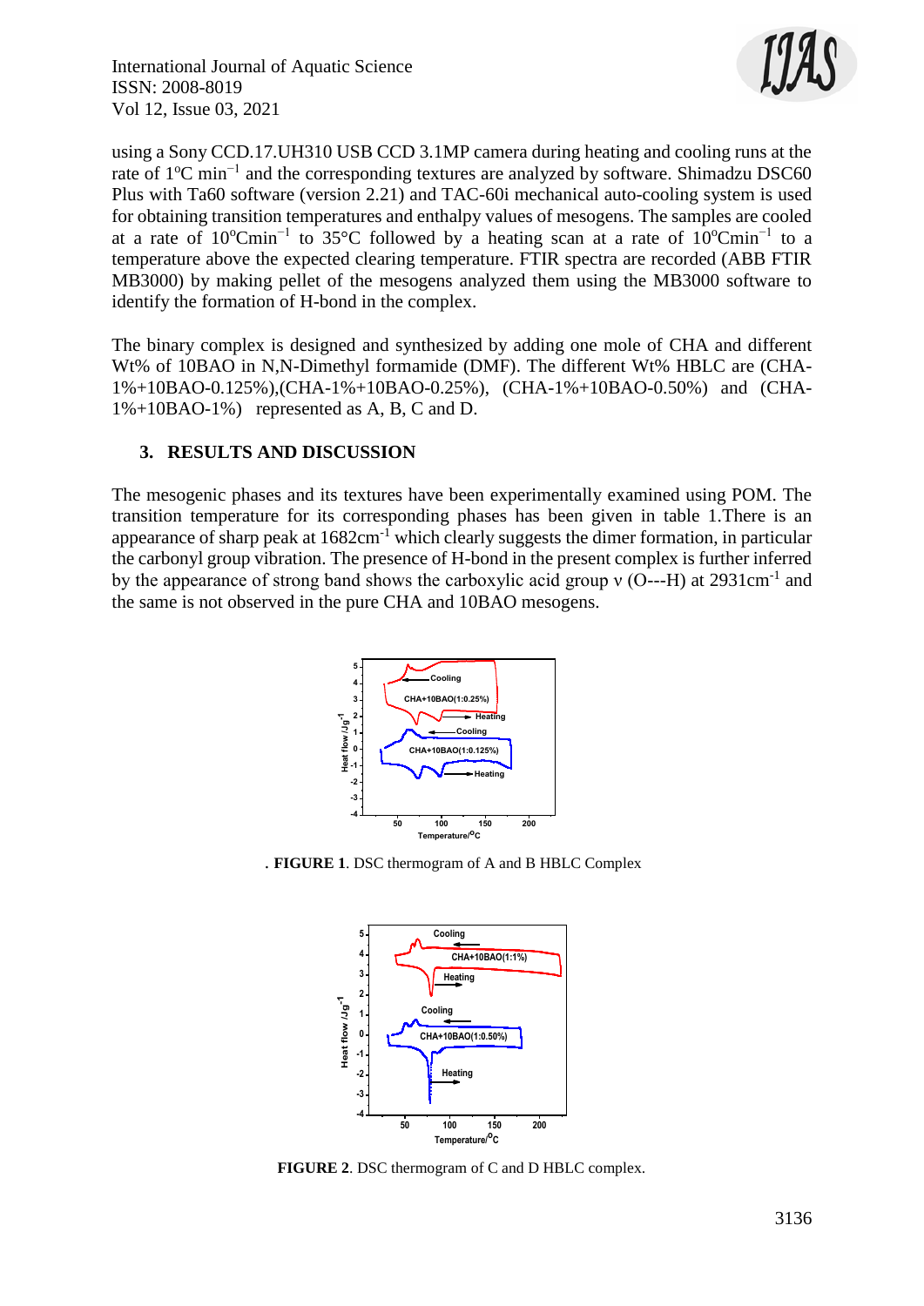using a Sony CCD.17.UH310 USB CCD 3.1MP camera during heating and cooling runs at the rate of 1°C min$^{-1}$ and the corresponding textures are analyzed by software. Shimadzu DSC60 Plus with Ta60 software (version 2.21) and TAC-60i mechanical auto-cooling system is used for obtaining transition temperatures and enthalpy values of mesogens. The samples are cooled at a rate of 10°Cmin$^{-1}$ to 35°C followed by a heating scan at a rate of 10°Cmin$^{-1}$ to a temperature above the expected clearing temperature. FTIR spectra are recorded (ABB FTIR MB3000) by making pellet of the mesogens analyzed them using the MB3000 software to identify the formation of H-bond in the complex.

The binary complex is designed and synthesized by adding one mole of CHA and different Wt% of 10BAO in N,N-Dimethyl formamide (DMF). The different Wt% HBLC are (CHA-1%+10BAO-0.125%),(CHA-1%+10BAO-0.25%), (CHA-1%+10BAO-0.50%) and (CHA-1%+10BAO-1%) represented as A, B, C and D.

## 3. RESULTS AND DISCUSSION

The mesogenic phases and its textures have been experimentally examined using POM. The transition temperature for its corresponding phases has been given in table 1.There is an appearance of sharp peak at 1682cm$^{-1}$ which clearly suggests the dimer formation, in particular the carbonyl group vibration. The presence of H-bond in the present complex is further inferred by the appearance of strong band shows the carboxylic acid group ν (O---H) at 2931cm$^{-1}$ and the same is not observed in the pure CHA and 10BAO mesogens.

. **FIGURE 1**. DSC thermogram of A and B HBLC Complex

**FIGURE 2**. DSC thermogram of C and D HBLC complex.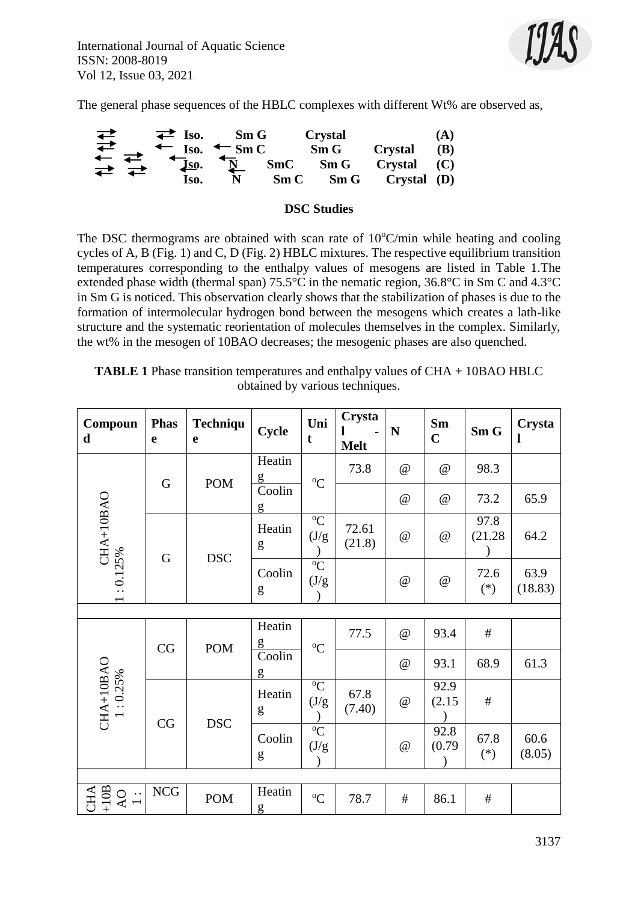The general phase sequences of the HBLC complexes with different Wt% are observed as,

```
⇄  ⇄ Iso.    Sm G       Crystal              (A)
⇄  ← Iso. ←  Sm C        Sm G     Crystal    (B)
←↑ ⇄ ← Iso.  N     SmC    Sm G     Crystal    (C)
⇄  ⇄   Iso.  N     Sm C    Sm G     Crystal   (D)
```

## DSC Studies

The DSC thermograms are obtained with scan rate of 10°C/min while heating and cooling cycles of A, B (Fig. 1) and C, D (Fig. 2) HBLC mixtures. The respective equilibrium transition temperatures corresponding to the enthalpy values of mesogens are listed in Table 1.The extended phase width (thermal span) 75.5°C in the nematic region, 36.8°C in Sm C and 4.3°C in Sm G is noticed. This observation clearly shows that the stabilization of phases is due to the formation of intermolecular hydrogen bond between the mesogens which creates a lath-like structure and the systematic reorientation of molecules themselves in the complex. Similarly, the wt% in the mesogen of 10BAO decreases; the mesogenic phases are also quenched.

**TABLE 1** Phase transition temperatures and enthalpy values of CHA + 10BAO HBLC obtained by various techniques.

| Compound | Phase | Technique | Cycle | Unit | Crystal - Melt | N | Sm C | Sm G | Crystal |
|---|---|---|---|---|---|---|---|---|---|
| CHA+10BAO 1 : 0.125% | G | POM | Heating | °C | 73.8 | @ | @ | 98.3 | |
| | | | Cooling | | | @ | @ | 73.2 | 65.9 |
| | G | DSC | Heating | °C (J/g) | 72.61 (21.8) | @ | @ | 97.8 (21.28) | 64.2 |
| | | | Cooling | °C (J/g) | | @ | @ | 72.6 (*) | 63.9 (18.83) |
| | | | | | | | | | |
| CHA+10BAO 1 : 0.25% | CG | POM | Heating | °C | 77.5 | @ | 93.4 | # | |
| | | | Cooling | | | @ | 93.1 | 68.9 | 61.3 |
| | CG | DSC | Heating | °C (J/g) | 67.8 (7.40) | @ | 92.9 (2.15) | # | |
| | | | Cooling | °C (J/g) | | @ | 92.8 (0.79) | 67.8 (*) | 60.6 (8.05) |
| | | | | | | | | | |
| CHA +10BAO 1 : | NCG | POM | Heating | °C | 78.7 | # | 86.1 | # | |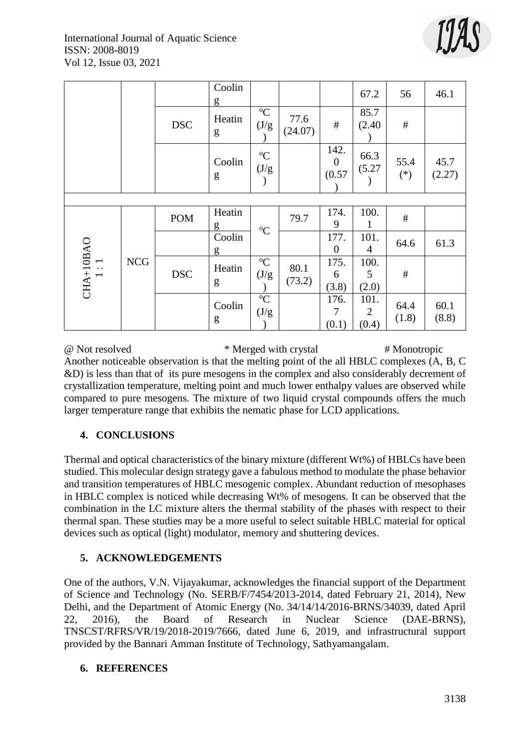| | | | Cooling | | | | 67.2 | 56 | 46.1 |
|---|---|---|---|---|---|---|---|---|---|
| | | DSC | Heating | °C (J/g) | 77.6 (24.07) | # | 85.7 (2.40) | # | |
| | | | Cooling | °C (J/g) | | 142.0 (0.57) | 66.3 (5.27) | 55.4 (*) | 45.7 (2.27) |
| | | | | | | | | | |
| CHA+10BAO 1 : 1 | NCG | POM | Heating | °C | 79.7 | 174.9 | 100.1 | # | |
| | | | Cooling | | | 177.0 | 101.4 | 64.6 | 61.3 |
| | | DSC | Heating | °C (J/g) | 80.1 (73.2) | 175.6 (3.8) | 100.5 (2.0) | # | |
| | | | Cooling | °C (J/g) | | 176.7 (0.1) | 101.2 (0.4) | 64.4 (1.8) | 60.1 (8.8) |

@ Not resolved * Merged with crystal # Monotropic

Another noticeable observation is that the melting point of the all HBLC complexes (A, B, C &D) is less than that of its pure mesogens in the complex and also considerably decrement of crystallization temperature, melting point and much lower enthalpy values are observed while compared to pure mesogens. The mixture of two liquid crystal compounds offers the much larger temperature range that exhibits the nematic phase for LCD applications.

## 4. CONCLUSIONS

Thermal and optical characteristics of the binary mixture (different Wt%) of HBLCs have been studied. This molecular design strategy gave a fabulous method to modulate the phase behavior and transition temperatures of HBLC mesogenic complex. Abundant reduction of mesophases in HBLC complex is noticed while decreasing Wt% of mesogens. It can be observed that the combination in the LC mixture alters the thermal stability of the phases with respect to their thermal span. These studies may be a more useful to select suitable HBLC material for optical devices such as optical (light) modulator, memory and shuttering devices.

## 5. ACKNOWLEDGEMENTS

One of the authors, V.N. Vijayakumar, acknowledges the financial support of the Department of Science and Technology (No. SERB/F/7454/2013-2014, dated February 21, 2014), New Delhi, and the Department of Atomic Energy (No. 34/14/14/2016-BRNS/34039, dated April 22, 2016), the Board of Research in Nuclear Science (DAE-BRNS), TNSCST/RFRS/VR/19/2018-2019/7666, dated June 6, 2019, and infrastructural support provided by the Bannari Amman Institute of Technology, Sathyamangalam.

## 6. REFERENCES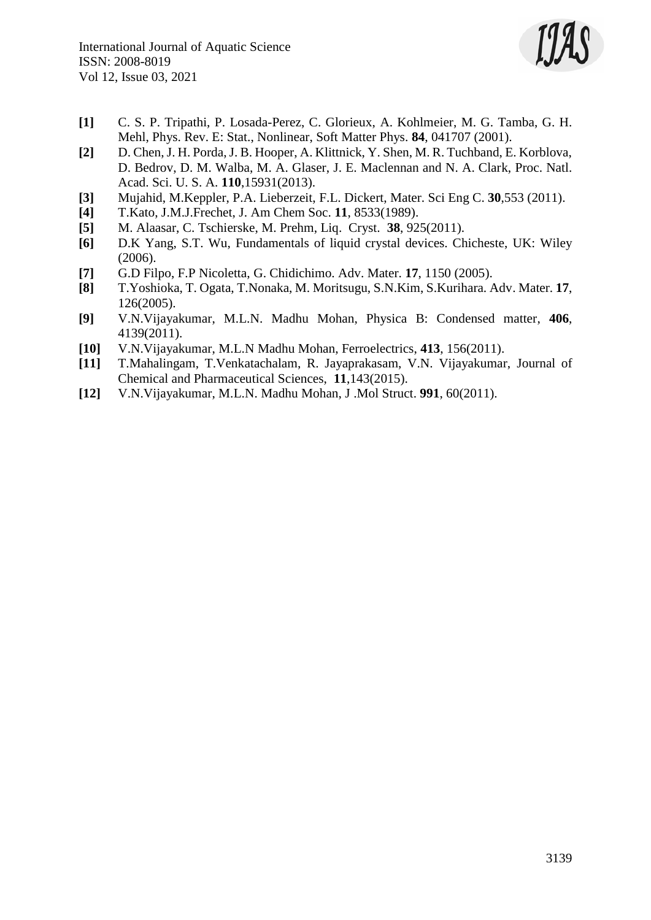**[1]** C. S. P. Tripathi, P. Losada-Perez, C. Glorieux, A. Kohlmeier, M. G. Tamba, G. H. Mehl, Phys. Rev. E: Stat., Nonlinear, Soft Matter Phys. **84**, 041707 (2001).

**[2]** D. Chen, J. H. Porda, J. B. Hooper, A. Klittnick, Y. Shen, M. R. Tuchband, E. Korblova, D. Bedrov, D. M. Walba, M. A. Glaser, J. E. Maclennan and N. A. Clark, Proc. Natl. Acad. Sci. U. S. A. **110**,15931(2013).

**[3]** Mujahid, M.Keppler, P.A. Lieberzeit, F.L. Dickert, Mater. Sci Eng C. **30**,553 (2011).

**[4]** T.Kato, J.M.J.Frechet, J. Am Chem Soc. **11**, 8533(1989).

**[5]** M. Alaasar, C. Tschierske, M. Prehm, Liq. Cryst. **38**, 925(2011).

**[6]** D.K Yang, S.T. Wu, Fundamentals of liquid crystal devices. Chicheste, UK: Wiley (2006).

**[7]** G.D Filpo, F.P Nicoletta, G. Chidichimo. Adv. Mater. **17**, 1150 (2005).

**[8]** T.Yoshioka, T. Ogata, T.Nonaka, M. Moritsugu, S.N.Kim, S.Kurihara. Adv. Mater. **17**, 126(2005).

**[9]** V.N.Vijayakumar, M.L.N. Madhu Mohan, Physica B: Condensed matter, **406**, 4139(2011).

**[10]** V.N.Vijayakumar, M.L.N Madhu Mohan, Ferroelectrics, **413**, 156(2011).

**[11]** T.Mahalingam, T.Venkatachalam, R. Jayaprakasam, V.N. Vijayakumar, Journal of Chemical and Pharmaceutical Sciences, **11**,143(2015).

**[12]** V.N.Vijayakumar, M.L.N. Madhu Mohan, J .Mol Struct. **991**, 60(2011).